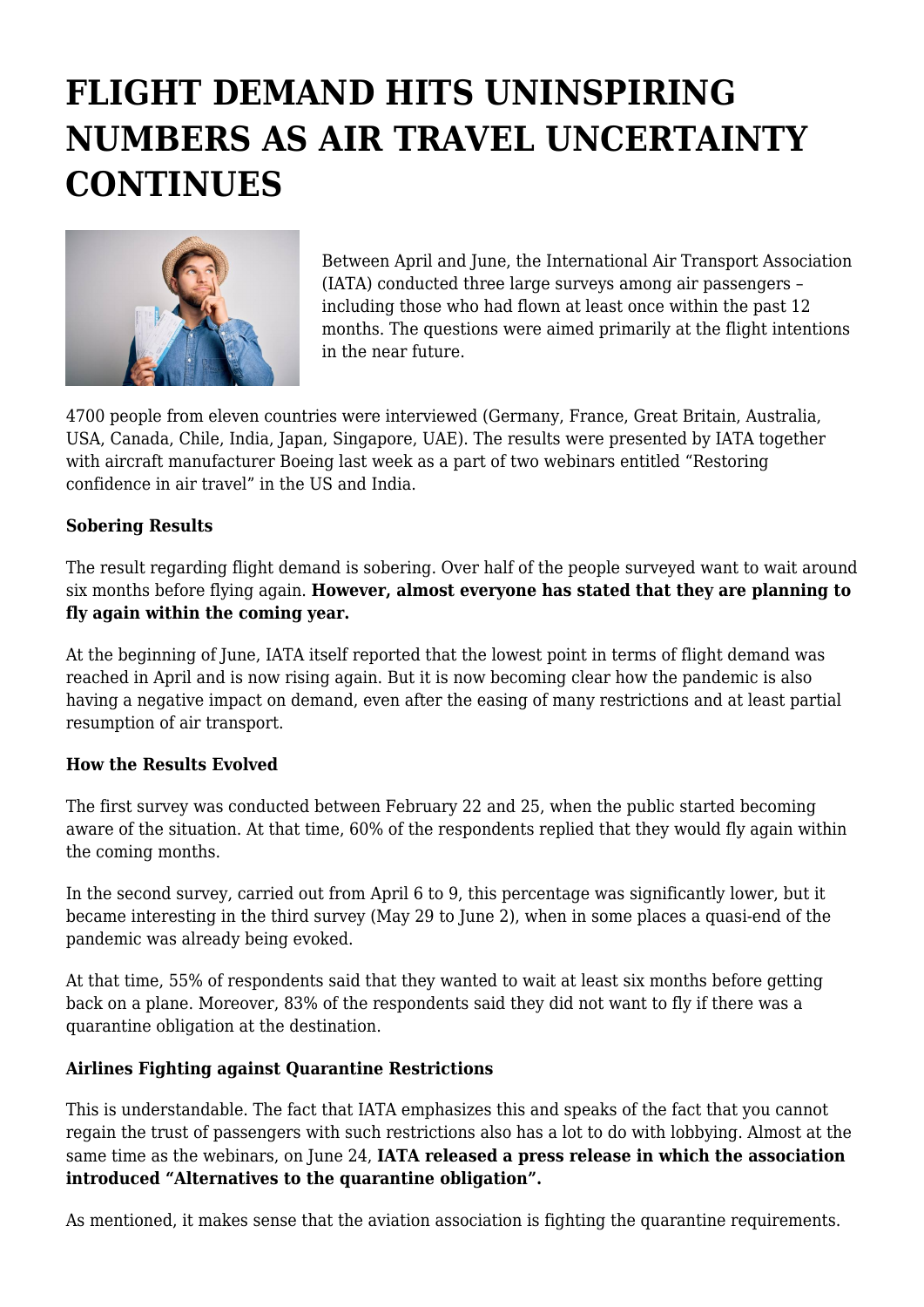# FLIGHT DEMAND HITS UNINSPIRING NUMBERS AS AIR TRAVEL UNCERTAINTY CONTINUES

Between April and June, the International Air Transport Association (IATA) conducted three large surveys among air passengers – including those who had flown at least once within the past 12 months. The questions were aimed primarily at the flight intentions in the near future.

4700 people from eleven countries were interviewed (Germany, France, Great Britain, Australia, USA, Canada, Chile, India, Japan, Singapore, UAE). The results were presented by IATA together with aircraft manufacturer Boeing last week as a part of two webinars entitled "Restoring confidence in air travel" in the US and India.

**Sobering Results**

The result regarding flight demand is sobering. Over half of the people surveyed want to wait around six months before flying again. **However, almost everyone has stated that they are planning to fly again within the coming year.**

At the beginning of June, IATA itself reported that the lowest point in terms of flight demand was reached in April and is now rising again. But it is now becoming clear how the pandemic is also having a negative impact on demand, even after the easing of many restrictions and at least partial resumption of air transport.

**How the Results Evolved**

The first survey was conducted between February 22 and 25, when the public started becoming aware of the situation. At that time, 60% of the respondents replied that they would fly again within the coming months.

In the second survey, carried out from April 6 to 9, this percentage was significantly lower, but it became interesting in the third survey (May 29 to June 2), when in some places a quasi-end of the pandemic was already being evoked.

At that time, 55% of respondents said that they wanted to wait at least six months before getting back on a plane. Moreover, 83% of the respondents said they did not want to fly if there was a quarantine obligation at the destination.

**Airlines Fighting against Quarantine Restrictions**

This is understandable. The fact that IATA emphasizes this and speaks of the fact that you cannot regain the trust of passengers with such restrictions also has a lot to do with lobbying. Almost at the same time as the webinars, on June 24, **IATA released a press release in which the association introduced "Alternatives to the quarantine obligation".**

As mentioned, it makes sense that the aviation association is fighting the quarantine requirements.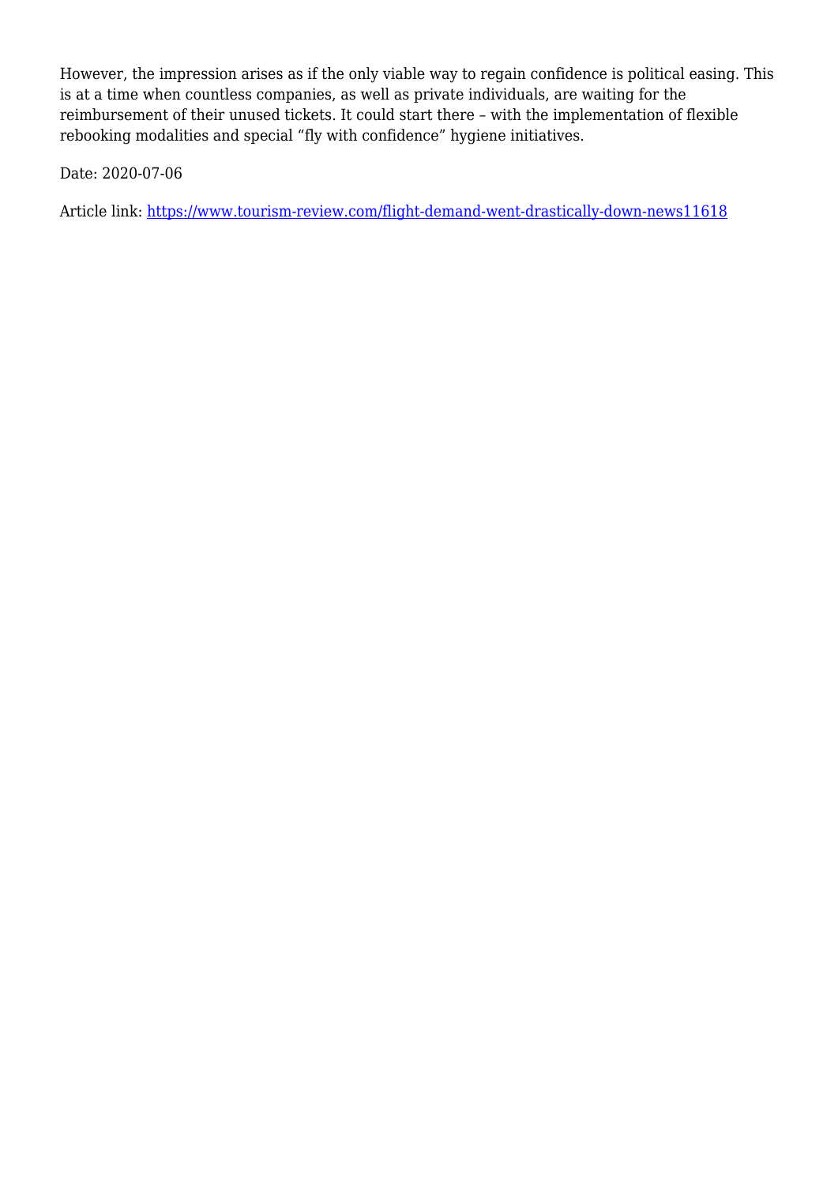However, the impression arises as if the only viable way to regain confidence is political easing. This is at a time when countless companies, as well as private individuals, are waiting for the reimbursement of their unused tickets. It could start there – with the implementation of flexible rebooking modalities and special "fly with confidence" hygiene initiatives.

Date: 2020-07-06

Article link: [https://www.tourism-review.com/flight-demand-went-drastically-down-news11618](https://www.tourism-review.com/flight-demand-went-drastically-down-news11618)